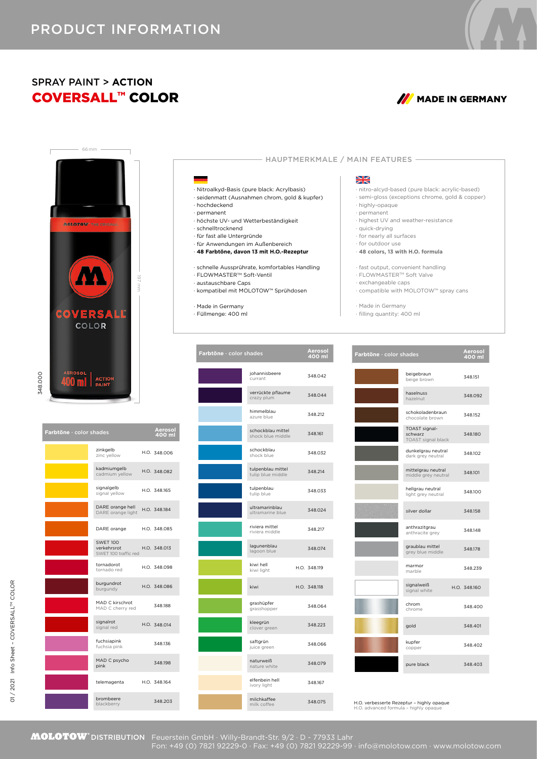# PRODUCT INFORMATION

## SPRAY PAINT > ACTION
## COVERSALL™ COLOR

MADE IN GERMANY

66 mm

197 mm

348.000

### HAUPTMERKMALE / MAIN FEATURES

- Nitroalkyd-Basis (pure black: Acrylbasis)
- seidenmatt (Ausnahmen chrom, gold & kupfer)
- hochdeckend
- permanent
- höchste UV- und Wetterbeständigkeit
- schnelltrocknend
- für fast alle Untergründe
- für Anwendungen im Außenbereich
- **48 Farbtöne, davon 13 mit H.O.-Rezeptur**

- schnelle Aussprührate, komfortables Handling
- FLOWMASTER™ Soft-Ventil
- austauschbare Caps
- kompatibel mit MOLOTOW™ Sprühdosen

- Made in Germany
- Füllmenge: 400 ml

- nitro-alcyd-based (pure black: acrylic-based)
- semi-gloss (exceptions chrome, gold & copper)
- highly-opaque
- permanent
- highest UV and weather-resistance
- quick-drying
- for nearly all surfaces
- for outdoor use
- **48 colors, 13 with H.O. formula**

- fast output, convenient handling
- FLOWMASTER™ Soft Valve
- exchangeable caps
- compatible with MOLOTOW™ spray cans

- Made in Germany
- filling quantity: 400 ml

| Farbtöne · color shades | Aerosol 400 ml |
|---|---|
| zinkgelb / zinc yellow | H.O. 348.006 |
| kadmiumgelb / cadmium yellow | H.O. 348.082 |
| signalgelb / signal yellow | H.O. 348.165 |
| DARE orange hell / DARE orange light | H.O. 348.184 |
| DARE orange | H.O. 348.085 |
| SWET 100 verkehrsrot / SWET 100 traffic red | H.O. 348.013 |
| tornadorot / tornado red | H.O. 348.098 |
| burgundrot / burgundy | H.O. 348.086 |
| MAD C kirschrot / MAD C cherry red | 348.188 |
| signalrot / signal red | H.O. 348.014 |
| fuchsiapink / fuchsia pink | 348.136 |
| MAD C psycho pink | 348.198 |
| telemagenta | H.O. 348.164 |
| brombeere / blackberry | 348.203 |

| Farbtöne · color shades | Aerosol 400 ml |
|---|---|
| johannisbeere / currant | 348.042 |
| verrückte pflaume / crazy plum | 348.044 |
| himmelblau / azure blue | 348.212 |
| schockblau mittel / shock blue middle | 348.161 |
| schockblau / shock blue | 348.032 |
| tulpenblau mittel / tulip blue middle | 348.214 |
| tulpenblau / tulip blue | 348.033 |
| ultramarinblau / ultramarine blue | 348.024 |
| riviera mittel / riviera middle | 348.217 |
| lagunenblau / lagoon blue | 348.074 |
| kiwi hell / kiwi light | H.O. 348.119 |
| kiwi | H.O. 348.118 |
| grashüpfer / grasshopper | 348.064 |
| kleegrün / clover green | 348.223 |
| saftgrün / juice green | 348.066 |
| naturweiß / nature white | 348.079 |
| elfenbein hell / ivory light | 348.167 |
| milchkaffee / milk coffee | 348.075 |

| Farbtöne · color shades | Aerosol 400 ml |
|---|---|
| beigebraun / beige brown | 348.151 |
| haselnuss / hazelnut | 348.092 |
| schokoladenbraun / chocolate brown | 348.152 |
| TOAST signal-schwarz / TOAST signal black | 348.180 |
| dunkelgrau neutral / dark grey neutral | 348.102 |
| mittelgrau neutral / middle grey neutral | 348.101 |
| hellgrau neutral / light grey neutral | 348.100 |
| silver dollar | 348.158 |
| anthrazitgrau / anthracite grey | 348.148 |
| graublau mittel / grey blue middle | 348.178 |
| marmor / marble | 348.239 |
| signalweiß / signal white | H.O. 348.160 |
| chrom / chrome | 348.400 |
| gold | 348.401 |
| kupfer / copper | 348.402 |
| pure black | 348.403 |

H.O. verbesserte Rezeptur – highly opaque
H.O. advanced formula – highly opaque

**MOLOTOW® DISTRIBUTION** Feuerstein GmbH · Willy-Brandt-Str. 9/2 · D - 77933 Lahr
Fon: +49 (0) 7821 92229-0 · Fax: +49 (0) 7821 92229-99 · info@molotow.com · www.molotow.com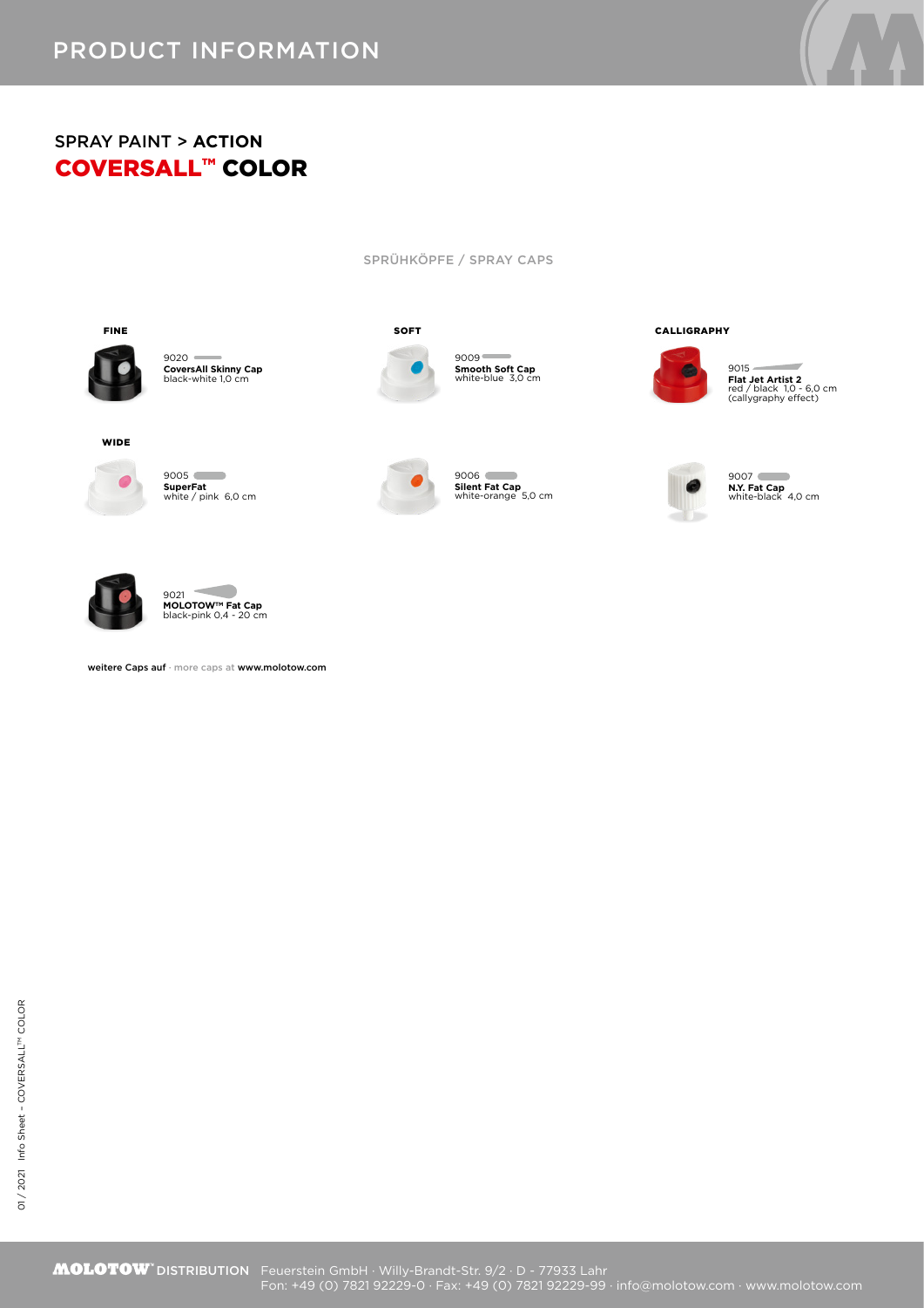# PRODUCT INFORMATION

## SPRAY PAINT > ACTION

## COVERSALL™ COLOR

SPRÜHKÖPFE / SPRAY CAPS

**FINE**

9020
**CoversAll Skinny Cap**
black-white 1,0 cm

**SOFT**

9009
**Smooth Soft Cap**
white-blue 3,0 cm

**CALLIGRAPHY**

9015
**Flat Jet Artist 2**
red / black 1,0 - 6,0 cm
(callygraphy effect)

**WIDE**

9005
**SuperFat**
white / pink 6,0 cm

9006
**Silent Fat Cap**
white-orange 5,0 cm

9007
**N.Y. Fat Cap**
white-black 4,0 cm

9021
**MOLOTOW™ Fat Cap**
black-pink 0,4 - 20 cm

weitere Caps auf · more caps at www.molotow.com

01 / 2021 Info Sheet – COVERSALL™ COLOR

MOLOTOW® DISTRIBUTION Feuerstein GmbH · Willy-Brandt-Str. 9/2 · D - 77933 Lahr
Fon: +49 (0) 7821 92229-0 · Fax: +49 (0) 7821 92229-99 · info@molotow.com · www.molotow.com